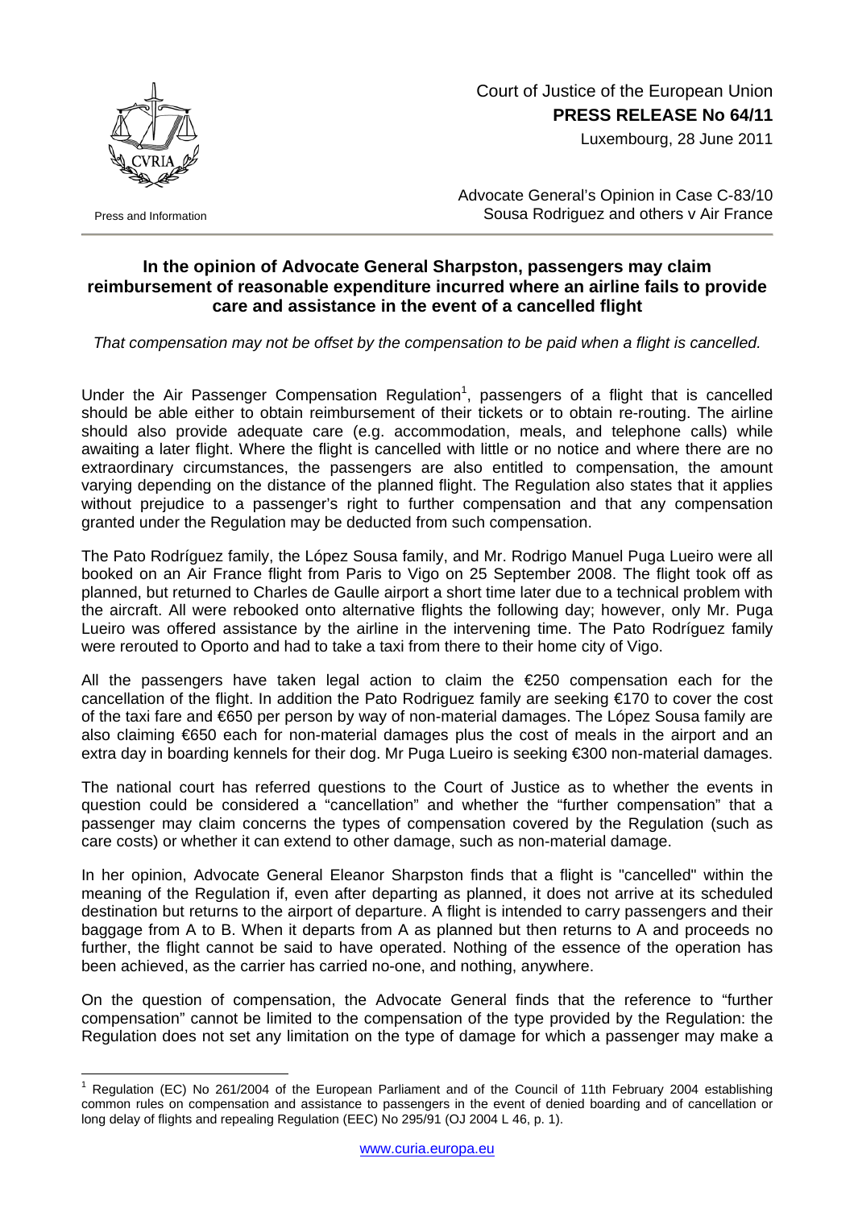Court of Justice of the European Union
**PRESS RELEASE No 64/11**
Luxembourg, 28 June 2011

Press and Information

Advocate General's Opinion in Case C-83/10
Sousa Rodriguez and others v Air France

## In the opinion of Advocate General Sharpston, passengers may claim reimbursement of reasonable expenditure incurred where an airline fails to provide care and assistance in the event of a cancelled flight

*That compensation may not be offset by the compensation to be paid when a flight is cancelled.*

Under the Air Passenger Compensation Regulation[1], passengers of a flight that is cancelled should be able either to obtain reimbursement of their tickets or to obtain re-routing. The airline should also provide adequate care (e.g. accommodation, meals, and telephone calls) while awaiting a later flight. Where the flight is cancelled with little or no notice and where there are no extraordinary circumstances, the passengers are also entitled to compensation, the amount varying depending on the distance of the planned flight. The Regulation also states that it applies without prejudice to a passenger's right to further compensation and that any compensation granted under the Regulation may be deducted from such compensation.

The Pato Rodríguez family, the López Sousa family, and Mr. Rodrigo Manuel Puga Lueiro were all booked on an Air France flight from Paris to Vigo on 25 September 2008. The flight took off as planned, but returned to Charles de Gaulle airport a short time later due to a technical problem with the aircraft. All were rebooked onto alternative flights the following day; however, only Mr. Puga Lueiro was offered assistance by the airline in the intervening time. The Pato Rodríguez family were rerouted to Oporto and had to take a taxi from there to their home city of Vigo.

All the passengers have taken legal action to claim the €250 compensation each for the cancellation of the flight. In addition the Pato Rodriguez family are seeking €170 to cover the cost of the taxi fare and €650 per person by way of non-material damages. The López Sousa family are also claiming €650 each for non-material damages plus the cost of meals in the airport and an extra day in boarding kennels for their dog. Mr Puga Lueiro is seeking €300 non-material damages.

The national court has referred questions to the Court of Justice as to whether the events in question could be considered a "cancellation" and whether the "further compensation" that a passenger may claim concerns the types of compensation covered by the Regulation (such as care costs) or whether it can extend to other damage, such as non-material damage.

In her opinion, Advocate General Eleanor Sharpston finds that a flight is "cancelled" within the meaning of the Regulation if, even after departing as planned, it does not arrive at its scheduled destination but returns to the airport of departure. A flight is intended to carry passengers and their baggage from A to B. When it departs from A as planned but then returns to A and proceeds no further, the flight cannot be said to have operated. Nothing of the essence of the operation has been achieved, as the carrier has carried no-one, and nothing, anywhere.

On the question of compensation, the Advocate General finds that the reference to "further compensation" cannot be limited to the compensation of the type provided by the Regulation: the Regulation does not set any limitation on the type of damage for which a passenger may make a

[1] Regulation (EC) No 261/2004 of the European Parliament and of the Council of 11th February 2004 establishing common rules on compensation and assistance to passengers in the event of denied boarding and of cancellation or long delay of flights and repealing Regulation (EEC) No 295/91 (OJ 2004 L 46, p. 1).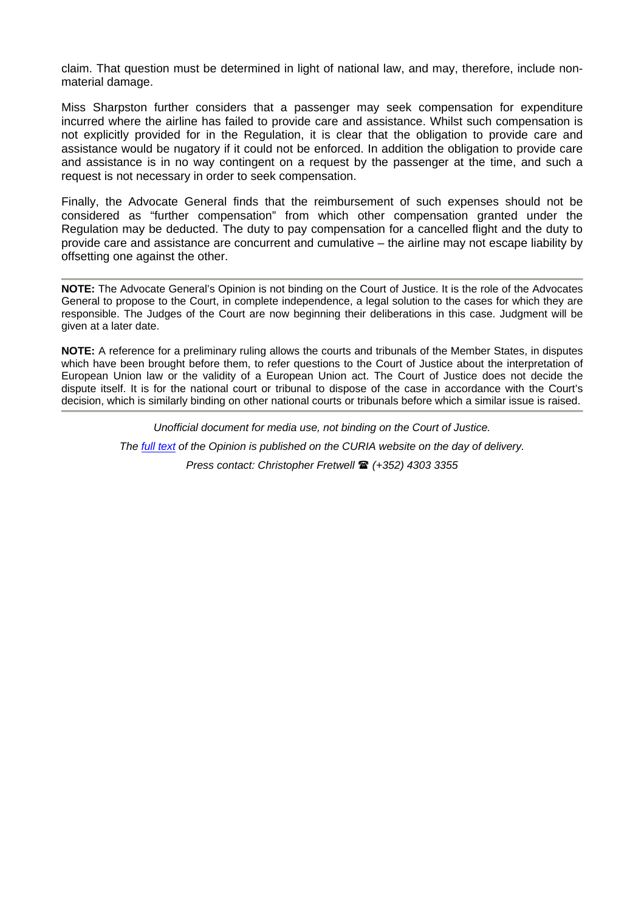claim. That question must be determined in light of national law, and may, therefore, include non-material damage.

Miss Sharpston further considers that a passenger may seek compensation for expenditure incurred where the airline has failed to provide care and assistance. Whilst such compensation is not explicitly provided for in the Regulation, it is clear that the obligation to provide care and assistance would be nugatory if it could not be enforced. In addition the obligation to provide care and assistance is in no way contingent on a request by the passenger at the time, and such a request is not necessary in order to seek compensation.

Finally, the Advocate General finds that the reimbursement of such expenses should not be considered as "further compensation" from which other compensation granted under the Regulation may be deducted. The duty to pay compensation for a cancelled flight and the duty to provide care and assistance are concurrent and cumulative – the airline may not escape liability by offsetting one against the other.

---

**NOTE:** The Advocate General's Opinion is not binding on the Court of Justice. It is the role of the Advocates General to propose to the Court, in complete independence, a legal solution to the cases for which they are responsible. The Judges of the Court are now beginning their deliberations in this case. Judgment will be given at a later date.

**NOTE:** A reference for a preliminary ruling allows the courts and tribunals of the Member States, in disputes which have been brought before them, to refer questions to the Court of Justice about the interpretation of European Union law or the validity of a European Union act. The Court of Justice does not decide the dispute itself. It is for the national court or tribunal to dispose of the case in accordance with the Court's decision, which is similarly binding on other national courts or tribunals before which a similar issue is raised.

---

*Unofficial document for media use, not binding on the Court of Justice.*

*The full text of the Opinion is published on the CURIA website on the day of delivery.*

*Press contact: Christopher Fretwell ☎ (+352) 4303 3355*